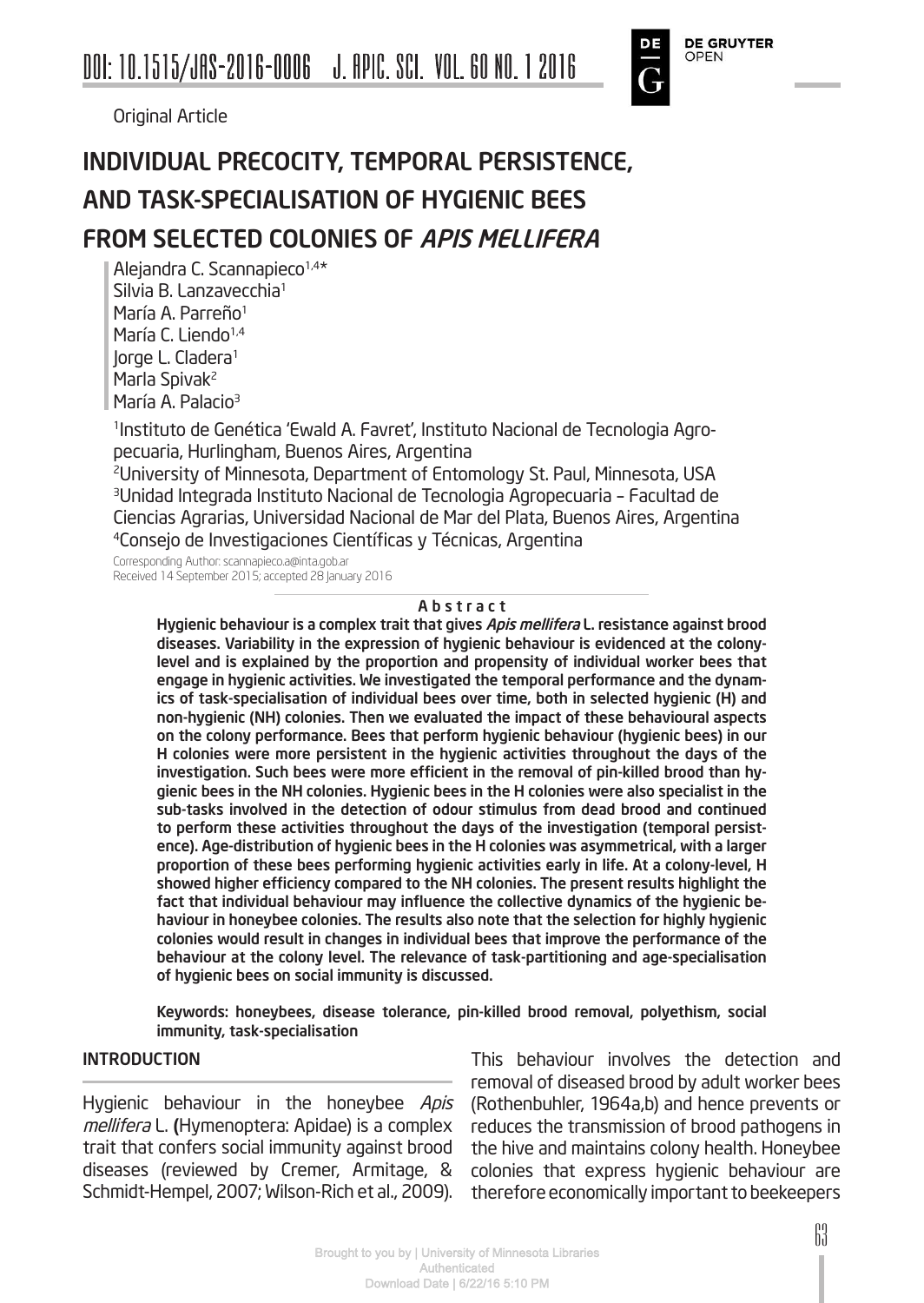Original Article

# INDIVIDUAL PRECOCITY, TEMPORAL PERSISTENCE, AND TASK-SPECIALISATION OF HYGIENIC BEES FROM SELECTED COLONIES OF *APIS MELLIFERA*

Alejandra C. Scannapieco[1,4]*
Silvia B. Lanzavecchia[1]
María A. Parreño[1]
María C. Liendo[1,4]
Jorge L. Cladera[1]
Marla Spivak[2]
María A. Palacio[3]

[1]Instituto de Genética 'Ewald A. Favret', Instituto Nacional de Tecnologia Agropecuaria, Hurlingham, Buenos Aires, Argentina
[2]University of Minnesota, Department of Entomology St. Paul, Minnesota, USA
[3]Unidad Integrada Instituto Nacional de Tecnologia Agropecuaria – Facultad de Ciencias Agrarias, Universidad Nacional de Mar del Plata, Buenos Aires, Argentina
[4]Consejo de Investigaciones Científicas y Técnicas, Argentina

Corresponding Author: scannapieco.a@inta.gob.ar
Received 14 September 2015; accepted 28 January 2016

## Abstract

**Hygienic behaviour is a complex trait that gives *Apis mellifera* L. resistance against brood diseases. Variability in the expression of hygienic behaviour is evidenced at the colony-level and is explained by the proportion and propensity of individual worker bees that engage in hygienic activities. We investigated the temporal performance and the dynamics of task-specialisation of individual bees over time, both in selected hygienic (H) and non-hygienic (NH) colonies. Then we evaluated the impact of these behavioural aspects on the colony performance. Bees that perform hygienic behaviour (hygienic bees) in our H colonies were more persistent in the hygienic activities throughout the days of the investigation. Such bees were more efficient in the removal of pin-killed brood than hygienic bees in the NH colonies. Hygienic bees in the H colonies were also specialist in the sub-tasks involved in the detection of odour stimulus from dead brood and continued to perform these activities throughout the days of the investigation (temporal persistence). Age-distribution of hygienic bees in the H colonies was asymmetrical, with a larger proportion of these bees performing hygienic activities early in life. At a colony-level, H showed higher efficiency compared to the NH colonies. The present results highlight the fact that individual behaviour may influence the collective dynamics of the hygienic behaviour in honeybee colonies. The results also note that the selection for highly hygienic colonies would result in changes in individual bees that improve the performance of the behaviour at the colony level. The relevance of task-partitioning and age-specialisation of hygienic bees on social immunity is discussed.**

Keywords: honeybees, disease tolerance, pin-killed brood removal, polyethism, social immunity, task-specialisation

## INTRODUCTION

Hygienic behaviour in the honeybee *Apis mellifera* L. (Hymenoptera: Apidae) is a complex trait that confers social immunity against brood diseases (reviewed by Cremer, Armitage, & Schmidt-Hempel, 2007; Wilson-Rich et al., 2009). This behaviour involves the detection and removal of diseased brood by adult worker bees (Rothenbuhler, 1964a,b) and hence prevents or reduces the transmission of brood pathogens in the hive and maintains colony health. Honeybee colonies that express hygienic behaviour are therefore economically important to beekeepers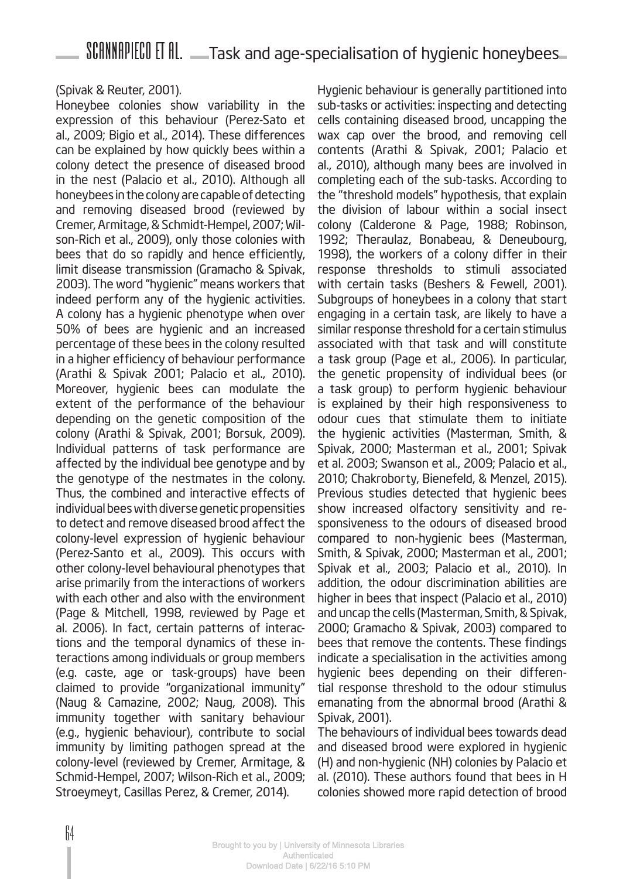(Spivak & Reuter, 2001).

Honeybee colonies show variability in the expression of this behaviour (Perez-Sato et al., 2009; Bigio et al., 2014). These differences can be explained by how quickly bees within a colony detect the presence of diseased brood in the nest (Palacio et al., 2010). Although all honeybees in the colony are capable of detecting and removing diseased brood (reviewed by Cremer, Armitage, & Schmidt-Hempel, 2007; Wilson-Rich et al., 2009), only those colonies with bees that do so rapidly and hence efficiently, limit disease transmission (Gramacho & Spivak, 2003). The word "hygienic" means workers that indeed perform any of the hygienic activities. A colony has a hygienic phenotype when over 50% of bees are hygienic and an increased percentage of these bees in the colony resulted in a higher efficiency of behaviour performance (Arathi & Spivak 2001; Palacio et al., 2010). Moreover, hygienic bees can modulate the extent of the performance of the behaviour depending on the genetic composition of the colony (Arathi & Spivak, 2001; Borsuk, 2009). Individual patterns of task performance are affected by the individual bee genotype and by the genotype of the nestmates in the colony. Thus, the combined and interactive effects of individual bees with diverse genetic propensities to detect and remove diseased brood affect the colony-level expression of hygienic behaviour (Perez-Santo et al., 2009). This occurs with other colony-level behavioural phenotypes that arise primarily from the interactions of workers with each other and also with the environment (Page & Mitchell, 1998, reviewed by Page et al. 2006). In fact, certain patterns of interactions and the temporal dynamics of these interactions among individuals or group members (e.g. caste, age or task-groups) have been claimed to provide "organizational immunity" (Naug & Camazine, 2002; Naug, 2008). This immunity together with sanitary behaviour (e.g., hygienic behaviour), contribute to social immunity by limiting pathogen spread at the colony-level (reviewed by Cremer, Armitage, & Schmid-Hempel, 2007; Wilson-Rich et al., 2009; Stroeymeyt, Casillas Perez, & Cremer, 2014).

Hygienic behaviour is generally partitioned into sub-tasks or activities: inspecting and detecting cells containing diseased brood, uncapping the wax cap over the brood, and removing cell contents (Arathi & Spivak, 2001; Palacio et al., 2010), although many bees are involved in completing each of the sub-tasks. According to the "threshold models" hypothesis, that explain the division of labour within a social insect colony (Calderone & Page, 1988; Robinson, 1992; Theraulaz, Bonabeau, & Deneubourg, 1998), the workers of a colony differ in their response thresholds to stimuli associated with certain tasks (Beshers & Fewell, 2001). Subgroups of honeybees in a colony that start engaging in a certain task, are likely to have a similar response threshold for a certain stimulus associated with that task and will constitute a task group (Page et al., 2006). In particular, the genetic propensity of individual bees (or a task group) to perform hygienic behaviour is explained by their high responsiveness to odour cues that stimulate them to initiate the hygienic activities (Masterman, Smith, & Spivak, 2000; Masterman et al., 2001; Spivak et al. 2003; Swanson et al., 2009; Palacio et al., 2010; Chakroborty, Bienefeld, & Menzel, 2015). Previous studies detected that hygienic bees show increased olfactory sensitivity and responsiveness to the odours of diseased brood compared to non-hygienic bees (Masterman, Smith, & Spivak, 2000; Masterman et al., 2001; Spivak et al., 2003; Palacio et al., 2010). In addition, the odour discrimination abilities are higher in bees that inspect (Palacio et al., 2010) and uncap the cells (Masterman, Smith, & Spivak, 2000; Gramacho & Spivak, 2003) compared to bees that remove the contents. These findings indicate a specialisation in the activities among hygienic bees depending on their differential response threshold to the odour stimulus emanating from the abnormal brood (Arathi & Spivak, 2001).

The behaviours of individual bees towards dead and diseased brood were explored in hygienic (H) and non-hygienic (NH) colonies by Palacio et al. (2010). These authors found that bees in H colonies showed more rapid detection of brood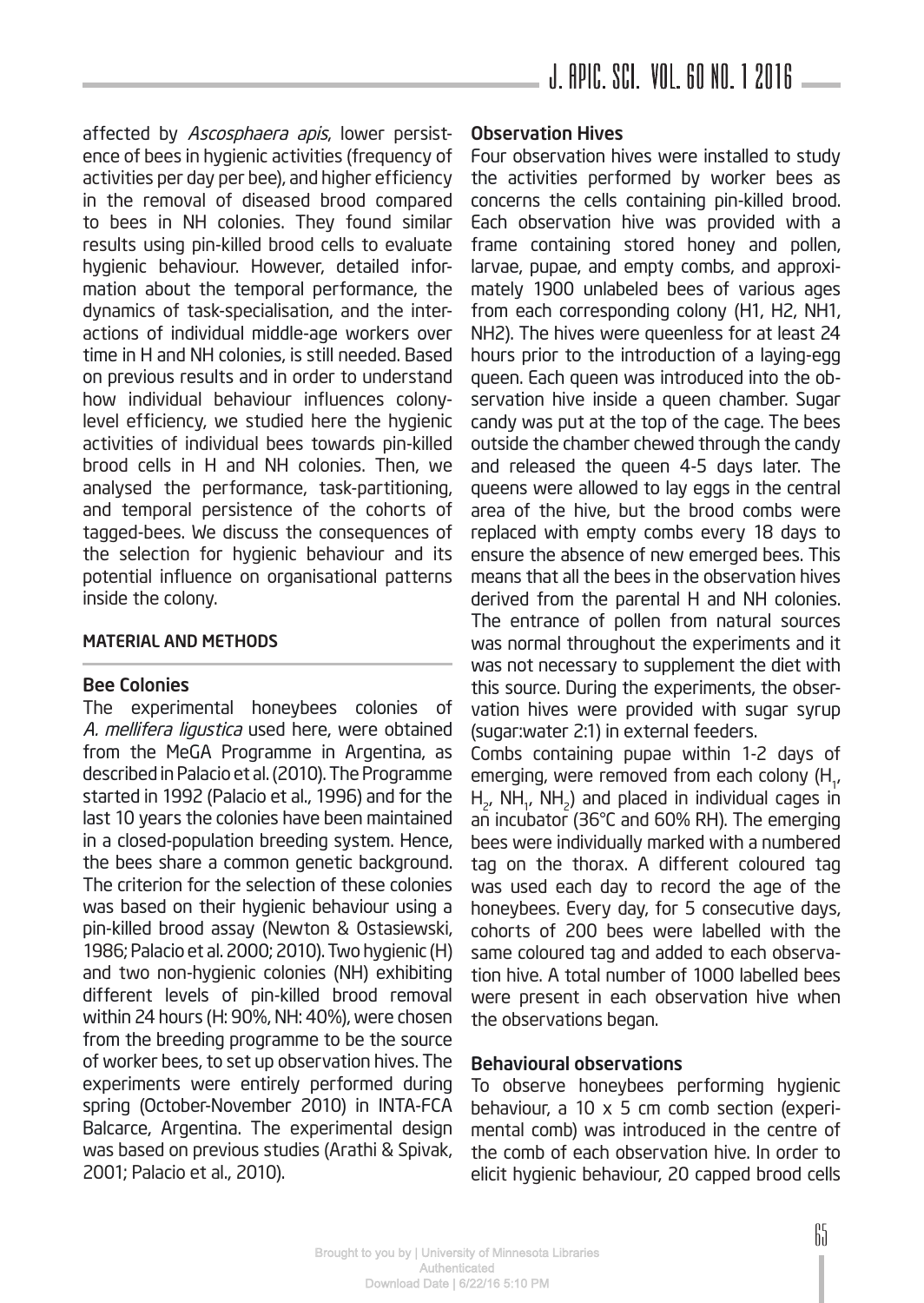affected by *Ascosphaera apis*, lower persistence of bees in hygienic activities (frequency of activities per day per bee), and higher efficiency in the removal of diseased brood compared to bees in NH colonies. They found similar results using pin-killed brood cells to evaluate hygienic behaviour. However, detailed information about the temporal performance, the dynamics of task-specialisation, and the interactions of individual middle-age workers over time in H and NH colonies, is still needed. Based on previous results and in order to understand how individual behaviour influences colony-level efficiency, we studied here the hygienic activities of individual bees towards pin-killed brood cells in H and NH colonies. Then, we analysed the performance, task-partitioning, and temporal persistence of the cohorts of tagged-bees. We discuss the consequences of the selection for hygienic behaviour and its potential influence on organisational patterns inside the colony.

## MATERIAL AND METHODS

### Bee Colonies

The experimental honeybees colonies of *A. mellifera ligustica* used here, were obtained from the MeGA Programme in Argentina, as described in Palacio et al. (2010). The Programme started in 1992 (Palacio et al., 1996) and for the last 10 years the colonies have been maintained in a closed-population breeding system. Hence, the bees share a common genetic background. The criterion for the selection of these colonies was based on their hygienic behaviour using a pin-killed brood assay (Newton & Ostasiewski, 1986; Palacio et al. 2000; 2010). Two hygienic (H) and two non-hygienic colonies (NH) exhibiting different levels of pin-killed brood removal within 24 hours (H: 90%, NH: 40%), were chosen from the breeding programme to be the source of worker bees, to set up observation hives. The experiments were entirely performed during spring (October-November 2010) in INTA-FCA Balcarce, Argentina. The experimental design was based on previous studies (Arathi & Spivak, 2001; Palacio et al., 2010).

### Observation Hives

Four observation hives were installed to study the activities performed by worker bees as concerns the cells containing pin-killed brood. Each observation hive was provided with a frame containing stored honey and pollen, larvae, pupae, and empty combs, and approximately 1900 unlabeled bees of various ages from each corresponding colony (H1, H2, NH1, NH2). The hives were queenless for at least 24 hours prior to the introduction of a laying-egg queen. Each queen was introduced into the observation hive inside a queen chamber. Sugar candy was put at the top of the cage. The bees outside the chamber chewed through the candy and released the queen 4-5 days later. The queens were allowed to lay eggs in the central area of the hive, but the brood combs were replaced with empty combs every 18 days to ensure the absence of new emerged bees. This means that all the bees in the observation hives derived from the parental H and NH colonies. The entrance of pollen from natural sources was normal throughout the experiments and it was not necessary to supplement the diet with this source. During the experiments, the observation hives were provided with sugar syrup (sugar:water 2:1) in external feeders.

Combs containing pupae within 1-2 days of emerging, were removed from each colony ($H_1$, $H_2$, $NH_1$, $NH_2$) and placed in individual cages in an incubator (36°C and 60% RH). The emerging bees were individually marked with a numbered tag on the thorax. A different coloured tag was used each day to record the age of the honeybees. Every day, for 5 consecutive days, cohorts of 200 bees were labelled with the same coloured tag and added to each observation hive. A total number of 1000 labelled bees were present in each observation hive when the observations began.

### Behavioural observations

To observe honeybees performing hygienic behaviour, a 10 x 5 cm comb section (experimental comb) was introduced in the centre of the comb of each observation hive. In order to elicit hygienic behaviour, 20 capped brood cells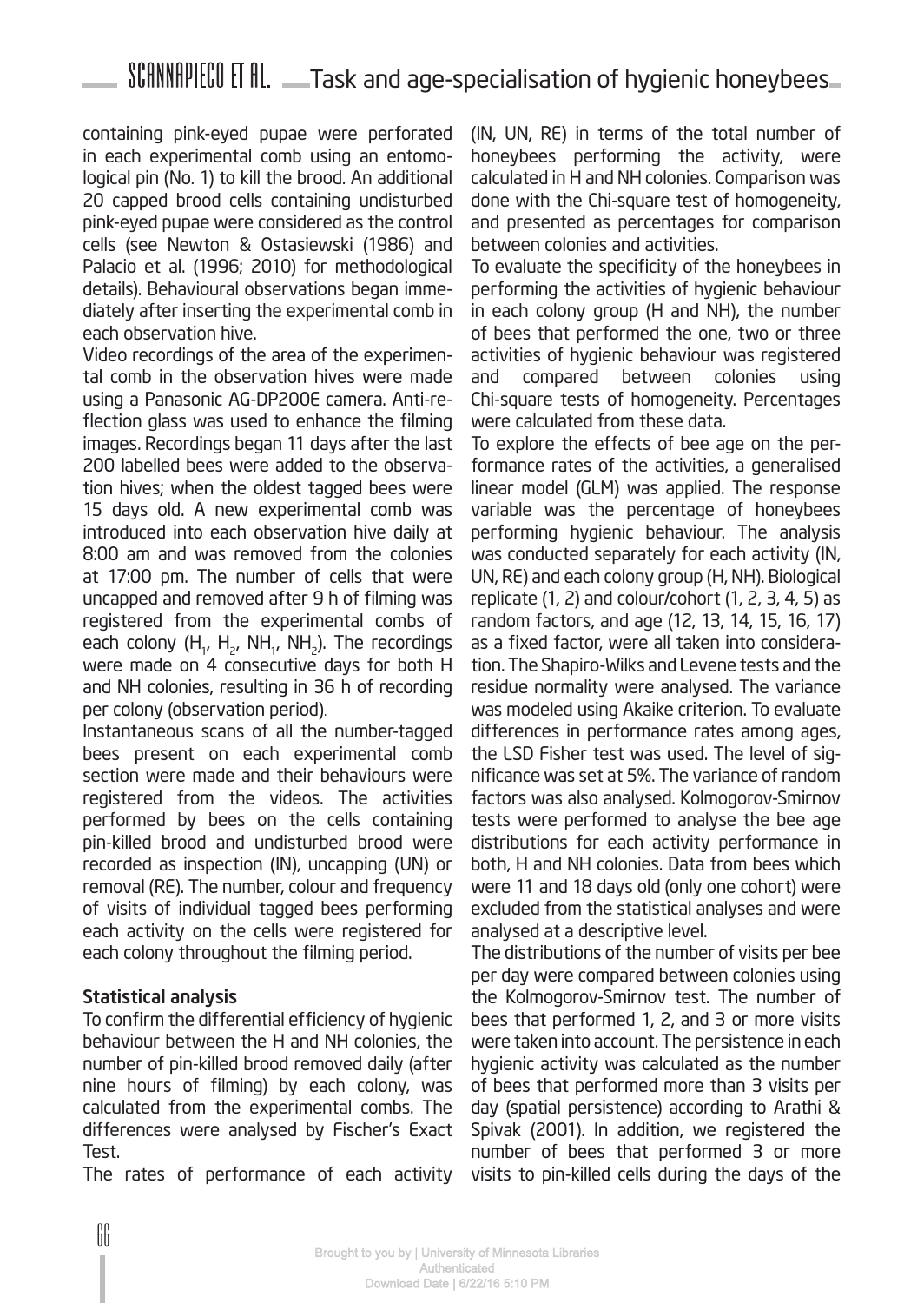containing pink-eyed pupae were perforated in each experimental comb using an entomological pin (No. 1) to kill the brood. An additional 20 capped brood cells containing undisturbed pink-eyed pupae were considered as the control cells (see Newton & Ostasiewski (1986) and Palacio et al. (1996; 2010) for methodological details). Behavioural observations began immediately after inserting the experimental comb in each observation hive.

Video recordings of the area of the experimental comb in the observation hives were made using a Panasonic AG-DP200E camera. Anti-reflection glass was used to enhance the filming images. Recordings began 11 days after the last 200 labelled bees were added to the observation hives; when the oldest tagged bees were 15 days old. A new experimental comb was introduced into each observation hive daily at 8:00 am and was removed from the colonies at 17:00 pm. The number of cells that were uncapped and removed after 9 h of filming was registered from the experimental combs of each colony ($H_1$, $H_2$, $NH_1$, $NH_2$). The recordings were made on 4 consecutive days for both H and NH colonies, resulting in 36 h of recording per colony (observation period).

Instantaneous scans of all the number-tagged bees present on each experimental comb section were made and their behaviours were registered from the videos. The activities performed by bees on the cells containing pin-killed brood and undisturbed brood were recorded as inspection (IN), uncapping (UN) or removal (RE). The number, colour and frequency of visits of individual tagged bees performing each activity on the cells were registered for each colony throughout the filming period.

### Statistical analysis

To confirm the differential efficiency of hygienic behaviour between the H and NH colonies, the number of pin-killed brood removed daily (after nine hours of filming) by each colony, was calculated from the experimental combs. The differences were analysed by Fischer's Exact Test.

The rates of performance of each activity (IN, UN, RE) in terms of the total number of honeybees performing the activity, were calculated in H and NH colonies. Comparison was done with the Chi-square test of homogeneity, and presented as percentages for comparison between colonies and activities.

To evaluate the specificity of the honeybees in performing the activities of hygienic behaviour in each colony group (H and NH), the number of bees that performed the one, two or three activities of hygienic behaviour was registered and compared between colonies using Chi-square tests of homogeneity. Percentages were calculated from these data.

To explore the effects of bee age on the performance rates of the activities, a generalised linear model (GLM) was applied. The response variable was the percentage of honeybees performing hygienic behaviour. The analysis was conducted separately for each activity (IN, UN, RE) and each colony group (H, NH). Biological replicate (1, 2) and colour/cohort (1, 2, 3, 4, 5) as random factors, and age (12, 13, 14, 15, 16, 17) as a fixed factor, were all taken into consideration. The Shapiro-Wilks and Levene tests and the residue normality were analysed. The variance was modeled using Akaike criterion. To evaluate differences in performance rates among ages, the LSD Fisher test was used. The level of significance was set at 5%. The variance of random factors was also analysed. Kolmogorov-Smirnov tests were performed to analyse the bee age distributions for each activity performance in both, H and NH colonies. Data from bees which were 11 and 18 days old (only one cohort) were excluded from the statistical analyses and were analysed at a descriptive level.

The distributions of the number of visits per bee per day were compared between colonies using the Kolmogorov-Smirnov test. The number of bees that performed 1, 2, and 3 or more visits were taken into account. The persistence in each hygienic activity was calculated as the number of bees that performed more than 3 visits per day (spatial persistence) according to Arathi & Spivak (2001). In addition, we registered the number of bees that performed 3 or more visits to pin-killed cells during the days of the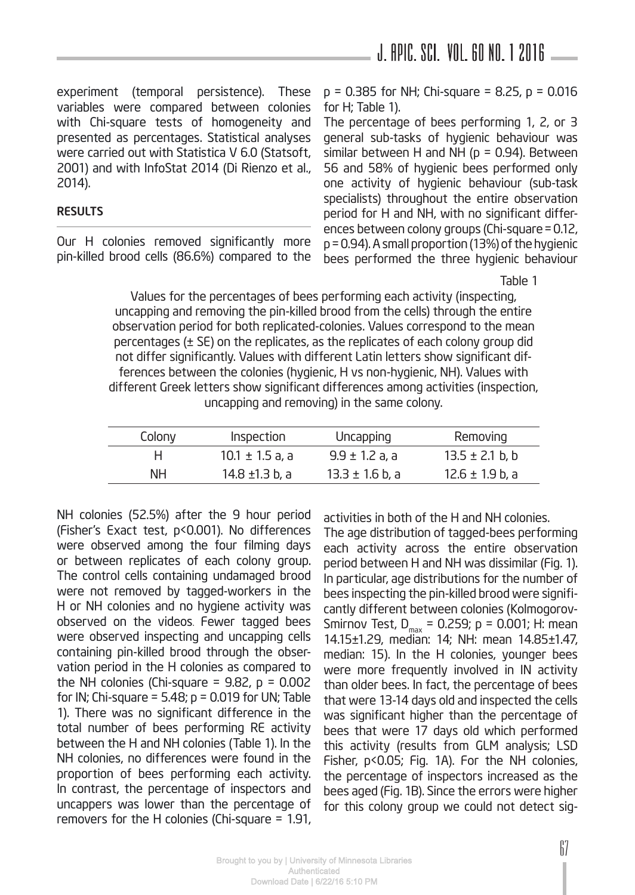experiment (temporal persistence). These variables were compared between colonies with Chi-square tests of homogeneity and presented as percentages. Statistical analyses were carried out with Statistica V 6.0 (Statsoft, 2001) and with InfoStat 2014 (Di Rienzo et al., 2014).

## RESULTS

Our H colonies removed significantly more pin-killed brood cells (86.6%) compared to the NH colonies (52.5%) after the 9 hour period (Fisher's Exact test, p<0.001). No differences were observed among the four filming days or between replicates of each colony group. The control cells containing undamaged brood were not removed by tagged-workers in the H or NH colonies and no hygiene activity was observed on the videos. Fewer tagged bees were observed inspecting and uncapping cells containing pin-killed brood through the observation period in the H colonies as compared to the NH colonies (Chi-square = 9.82, p = 0.002 for IN; Chi-square = 5.48; p = 0.019 for UN; Table 1). There was no significant difference in the total number of bees performing RE activity between the H and NH colonies (Table 1). In the NH colonies, no differences were found in the proportion of bees performing each activity. In contrast, the percentage of inspectors and uncappers was lower than the percentage of removers for the H colonies (Chi-square = 1.91, p = 0.385 for NH; Chi-square = 8.25, p = 0.016 for H; Table 1).

The percentage of bees performing 1, 2, or 3 general sub-tasks of hygienic behaviour was similar between H and NH (p = 0.94). Between 56 and 58% of hygienic bees performed only one activity of hygienic behaviour (sub-task specialists) throughout the entire observation period for H and NH, with no significant differences between colony groups (Chi-square = 0.12, p = 0.94). A small proportion (13%) of the hygienic bees performed the three hygienic behaviour activities in both of the H and NH colonies.

Table 1

Values for the percentages of bees performing each activity (inspecting, uncapping and removing the pin-killed brood from the cells) through the entire observation period for both replicated-colonies. Values correspond to the mean percentages (± SE) on the replicates, as the replicates of each colony group did not differ significantly. Values with different Latin letters show significant differences between the colonies (hygienic, H vs non-hygienic, NH). Values with different Greek letters show significant differences among activities (inspection, uncapping and removing) in the same colony.

| Colony | Inspection | Uncapping | Removing |
|---|---|---|---|
| H | 10.1 ± 1.5 a, a | 9.9 ± 1.2 a, a | 13.5 ± 2.1 b, b |
| NH | 14.8 ±1.3 b, a | 13.3 ± 1.6 b, a | 12.6 ± 1.9 b, a |

The age distribution of tagged-bees performing each activity across the entire observation period between H and NH was dissimilar (Fig. 1). In particular, age distributions for the number of bees inspecting the pin-killed brood were significantly different between colonies (Kolmogorov-Smirnov Test, $D_{max}$ = 0.259; p = 0.001; H: mean 14.15±1.29, median: 14; NH: mean 14.85±1.47, median: 15). In the H colonies, younger bees were more frequently involved in IN activity than older bees. In fact, the percentage of bees that were 13-14 days old and inspected the cells was significant higher than the percentage of bees that were 17 days old which performed this activity (results from GLM analysis; LSD Fisher, p<0.05; Fig. 1A). For the NH colonies, the percentage of inspectors increased as the bees aged (Fig. 1B). Since the errors were higher for this colony group we could not detect sig-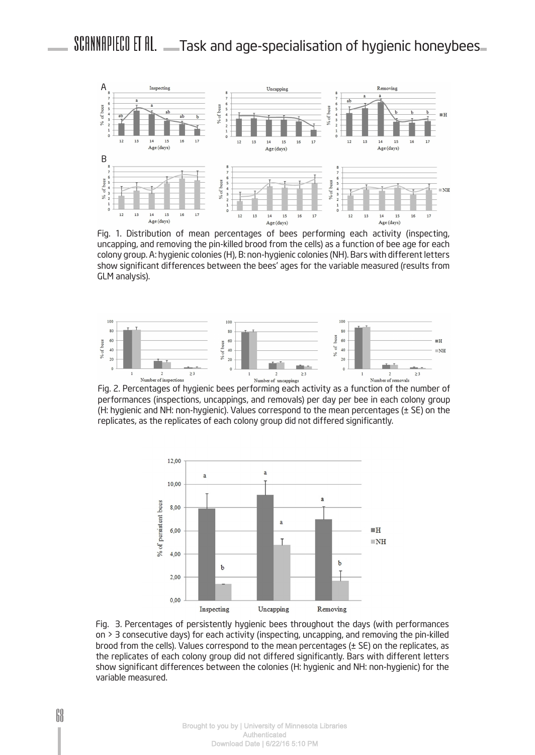Fig. 1. Distribution of mean percentages of bees performing each activity (inspecting, uncapping, and removing the pin-killed brood from the cells) as a function of bee age for each colony group. A: hygienic colonies (H), B: non-hygienic colonies (NH). Bars with different letters show significant differences between the bees' ages for the variable measured (results from GLM analysis).

Fig. 2. Percentages of hygienic bees performing each activity as a function of the number of performances (inspections, uncappings, and removals) per day per bee in each colony group (H: hygienic and NH: non-hygienic). Values correspond to the mean percentages (± SE) on the replicates, as the replicates of each colony group did not differed significantly.

Fig. 3. Percentages of persistently hygienic bees throughout the days (with performances on > 3 consecutive days) for each activity (inspecting, uncapping, and removing the pin-killed brood from the cells). Values correspond to the mean percentages (± SE) on the replicates, as the replicates of each colony group did not differed significantly. Bars with different letters show significant differences between the colonies (H: hygienic and NH: non-hygienic) for the variable measured.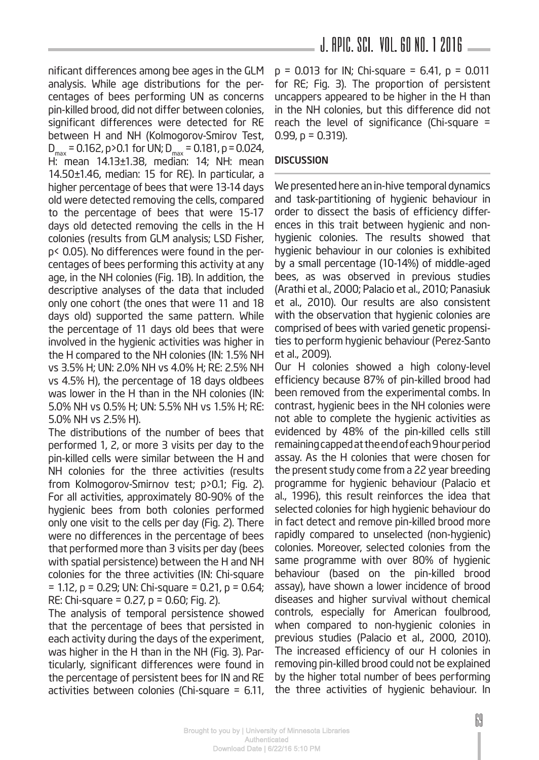nificant differences among bee ages in the GLM analysis. While age distributions for the percentages of bees performing UN as concerns pin-killed brood, did not differ between colonies, significant differences were detected for RE between H and NH (Kolmogorov-Smirov Test, $D_{max}$ = 0.162, p>0.1 for UN; $D_{max}$ = 0.181, p = 0.024, H: mean 14.13±1.38, median: 14; NH: mean 14.50±1.46, median: 15 for RE). In particular, a higher percentage of bees that were 13-14 days old were detected removing the cells, compared to the percentage of bees that were 15-17 days old detected removing the cells in the H colonies (results from GLM analysis; LSD Fisher, p< 0.05). No differences were found in the percentages of bees performing this activity at any age, in the NH colonies (Fig. 1B). In addition, the descriptive analyses of the data that included only one cohort (the ones that were 11 and 18 days old) supported the same pattern. While the percentage of 11 days old bees that were involved in the hygienic activities was higher in the H compared to the NH colonies (IN: 1.5% NH vs 3.5% H; UN: 2.0% NH vs 4.0% H; RE: 2.5% NH vs 4.5% H), the percentage of 18 days oldbees was lower in the H than in the NH colonies (IN: 5.0% NH vs 0.5% H; UN: 5.5% NH vs 1.5% H; RE: 5.0% NH vs 2.5% H).

The distributions of the number of bees that performed 1, 2, or more 3 visits per day to the pin-killed cells were similar between the H and NH colonies for the three activities (results from Kolmogorov-Smirnov test; p>0.1; Fig. 2). For all activities, approximately 80-90% of the hygienic bees from both colonies performed only one visit to the cells per day (Fig. 2). There were no differences in the percentage of bees that performed more than 3 visits per day (bees with spatial persistence) between the H and NH colonies for the three activities (IN: Chi-square = 1.12, p = 0.29; UN: Chi-square = 0.21, p = 0.64; RE: Chi-square = 0.27, p = 0.60; Fig. 2).

The analysis of temporal persistence showed that the percentage of bees that persisted in each activity during the days of the experiment, was higher in the H than in the NH (Fig. 3). Particularly, significant differences were found in the percentage of persistent bees for IN and RE activities between colonies (Chi-square = 6.11, p = 0.013 for IN; Chi-square = 6.41, p = 0.011 for RE; Fig. 3). The proportion of persistent uncappers appeared to be higher in the H than in the NH colonies, but this difference did not reach the level of significance (Chi-square = 0.99, p = 0.319).

## DISCUSSION

We presented here an in-hive temporal dynamics and task-partitioning of hygienic behaviour in order to dissect the basis of efficiency differences in this trait between hygienic and non-hygienic colonies. The results showed that hygienic behaviour in our colonies is exhibited by a small percentage (10-14%) of middle-aged bees, as was observed in previous studies (Arathi et al., 2000; Palacio et al., 2010; Panasiuk et al., 2010). Our results are also consistent with the observation that hygienic colonies are comprised of bees with varied genetic propensities to perform hygienic behaviour (Perez-Santo et al., 2009).

Our H colonies showed a high colony-level efficiency because 87% of pin-killed brood had been removed from the experimental combs. In contrast, hygienic bees in the NH colonies were not able to complete the hygienic activities as evidenced by 48% of the pin-killed cells still remaining capped at the end of each 9 hour period assay. As the H colonies that were chosen for the present study come from a 22 year breeding programme for hygienic behaviour (Palacio et al., 1996), this result reinforces the idea that selected colonies for high hygienic behaviour do in fact detect and remove pin-killed brood more rapidly compared to unselected (non-hygienic) colonies. Moreover, selected colonies from the same programme with over 80% of hygienic behaviour (based on the pin-killed brood assay), have shown a lower incidence of brood diseases and higher survival without chemical controls, especially for American foulbrood, when compared to non-hygienic colonies in previous studies (Palacio et al., 2000, 2010). The increased efficiency of our H colonies in removing pin-killed brood could not be explained by the higher total number of bees performing the three activities of hygienic behaviour. In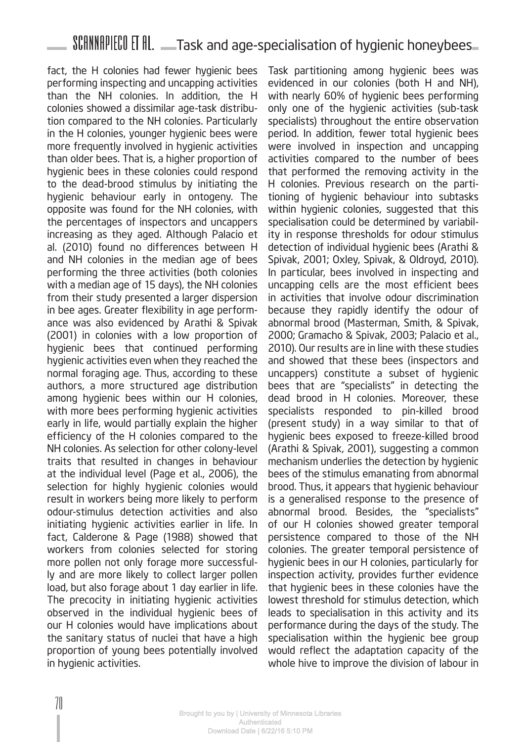fact, the H colonies had fewer hygienic bees performing inspecting and uncapping activities than the NH colonies. In addition, the H colonies showed a dissimilar age-task distribution compared to the NH colonies. Particularly in the H colonies, younger hygienic bees were more frequently involved in hygienic activities than older bees. That is, a higher proportion of hygienic bees in these colonies could respond to the dead-brood stimulus by initiating the hygienic behaviour early in ontogeny. The opposite was found for the NH colonies, with the percentages of inspectors and uncappers increasing as they aged. Although Palacio et al. (2010) found no differences between H and NH colonies in the median age of bees performing the three activities (both colonies with a median age of 15 days), the NH colonies from their study presented a larger dispersion in bee ages. Greater flexibility in age performance was also evidenced by Arathi & Spivak (2001) in colonies with a low proportion of hygienic bees that continued performing hygienic activities even when they reached the normal foraging age. Thus, according to these authors, a more structured age distribution among hygienic bees within our H colonies, with more bees performing hygienic activities early in life, would partially explain the higher efficiency of the H colonies compared to the NH colonies. As selection for other colony-level traits that resulted in changes in behaviour at the individual level (Page et al., 2006), the selection for highly hygienic colonies would result in workers being more likely to perform odour-stimulus detection activities and also initiating hygienic activities earlier in life. In fact, Calderone & Page (1988) showed that workers from colonies selected for storing more pollen not only forage more successfully and are more likely to collect larger pollen load, but also forage about 1 day earlier in life. The precocity in initiating hygienic activities observed in the individual hygienic bees of our H colonies would have implications about the sanitary status of nuclei that have a high proportion of young bees potentially involved in hygienic activities.

Task partitioning among hygienic bees was evidenced in our colonies (both H and NH), with nearly 60% of hygienic bees performing only one of the hygienic activities (sub-task specialists) throughout the entire observation period. In addition, fewer total hygienic bees were involved in inspection and uncapping activities compared to the number of bees that performed the removing activity in the H colonies. Previous research on the partitioning of hygienic behaviour into subtasks within hygienic colonies, suggested that this specialisation could be determined by variability in response thresholds for odour stimulus detection of individual hygienic bees (Arathi & Spivak, 2001; Oxley, Spivak, & Oldroyd, 2010). In particular, bees involved in inspecting and uncapping cells are the most efficient bees in activities that involve odour discrimination because they rapidly identify the odour of abnormal brood (Masterman, Smith, & Spivak, 2000; Gramacho & Spivak, 2003; Palacio et al., 2010). Our results are in line with these studies and showed that these bees (inspectors and uncappers) constitute a subset of hygienic bees that are "specialists" in detecting the dead brood in H colonies. Moreover, these specialists responded to pin-killed brood (present study) in a way similar to that of hygienic bees exposed to freeze-killed brood (Arathi & Spivak, 2001), suggesting a common mechanism underlies the detection by hygienic bees of the stimulus emanating from abnormal brood. Thus, it appears that hygienic behaviour is a generalised response to the presence of abnormal brood. Besides, the "specialists" of our H colonies showed greater temporal persistence compared to those of the NH colonies. The greater temporal persistence of hygienic bees in our H colonies, particularly for inspection activity, provides further evidence that hygienic bees in these colonies have the lowest threshold for stimulus detection, which leads to specialisation in this activity and its performance during the days of the study. The specialisation within the hygienic bee group would reflect the adaptation capacity of the whole hive to improve the division of labour in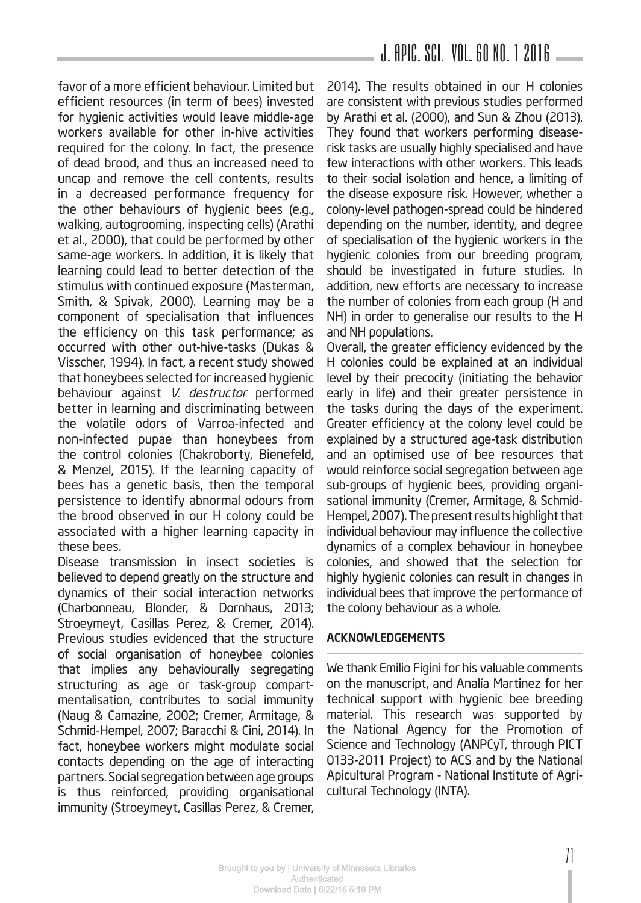favor of a more efficient behaviour. Limited but efficient resources (in term of bees) invested for hygienic activities would leave middle-age workers available for other in-hive activities required for the colony. In fact, the presence of dead brood, and thus an increased need to uncap and remove the cell contents, results in a decreased performance frequency for the other behaviours of hygienic bees (e.g., walking, autogrooming, inspecting cells) (Arathi et al., 2000), that could be performed by other same-age workers. In addition, it is likely that learning could lead to better detection of the stimulus with continued exposure (Masterman, Smith, & Spivak, 2000). Learning may be a component of specialisation that influences the efficiency on this task performance; as occurred with other out-hive-tasks (Dukas & Visscher, 1994). In fact, a recent study showed that honeybees selected for increased hygienic behaviour against *V. destructor* performed better in learning and discriminating between the volatile odors of Varroa-infected and non-infected pupae than honeybees from the control colonies (Chakroborty, Bienefeld, & Menzel, 2015). If the learning capacity of bees has a genetic basis, then the temporal persistence to identify abnormal odours from the brood observed in our H colony could be associated with a higher learning capacity in these bees.

Disease transmission in insect societies is believed to depend greatly on the structure and dynamics of their social interaction networks (Charbonneau, Blonder, & Dornhaus, 2013; Stroeymeyt, Casillas Perez, & Cremer, 2014). Previous studies evidenced that the structure of social organisation of honeybee colonies that implies any behaviourally segregating structuring as age or task-group compartmentalisation, contributes to social immunity (Naug & Camazine, 2002; Cremer, Armitage, & Schmid-Hempel, 2007; Baracchi & Cini, 2014). In fact, honeybee workers might modulate social contacts depending on the age of interacting partners. Social segregation between age groups is thus reinforced, providing organisational immunity (Stroeymeyt, Casillas Perez, & Cremer, 2014). The results obtained in our H colonies are consistent with previous studies performed by Arathi et al. (2000), and Sun & Zhou (2013). They found that workers performing disease-risk tasks are usually highly specialised and have few interactions with other workers. This leads to their social isolation and hence, a limiting of the disease exposure risk. However, whether a colony-level pathogen-spread could be hindered depending on the number, identity, and degree of specialisation of the hygienic workers in the hygienic colonies from our breeding program, should be investigated in future studies. In addition, new efforts are necessary to increase the number of colonies from each group (H and NH) in order to generalise our results to the H and NH populations.

Overall, the greater efficiency evidenced by the H colonies could be explained at an individual level by their precocity (initiating the behavior early in life) and their greater persistence in the tasks during the days of the experiment. Greater efficiency at the colony level could be explained by a structured age-task distribution and an optimised use of bee resources that would reinforce social segregation between age sub-groups of hygienic bees, providing organisational immunity (Cremer, Armitage, & Schmid-Hempel, 2007). The present results highlight that individual behaviour may influence the collective dynamics of a complex behaviour in honeybee colonies, and showed that the selection for highly hygienic colonies can result in changes in individual bees that improve the performance of the colony behaviour as a whole.

## ACKNOWLEDGEMENTS

We thank Emilio Figini for his valuable comments on the manuscript, and Analía Martinez for her technical support with hygienic bee breeding material. This research was supported by the National Agency for the Promotion of Science and Technology (ANPCyT, through PICT 0133-2011 Project) to ACS and by the National Apicultural Program - National Institute of Agricultural Technology (INTA).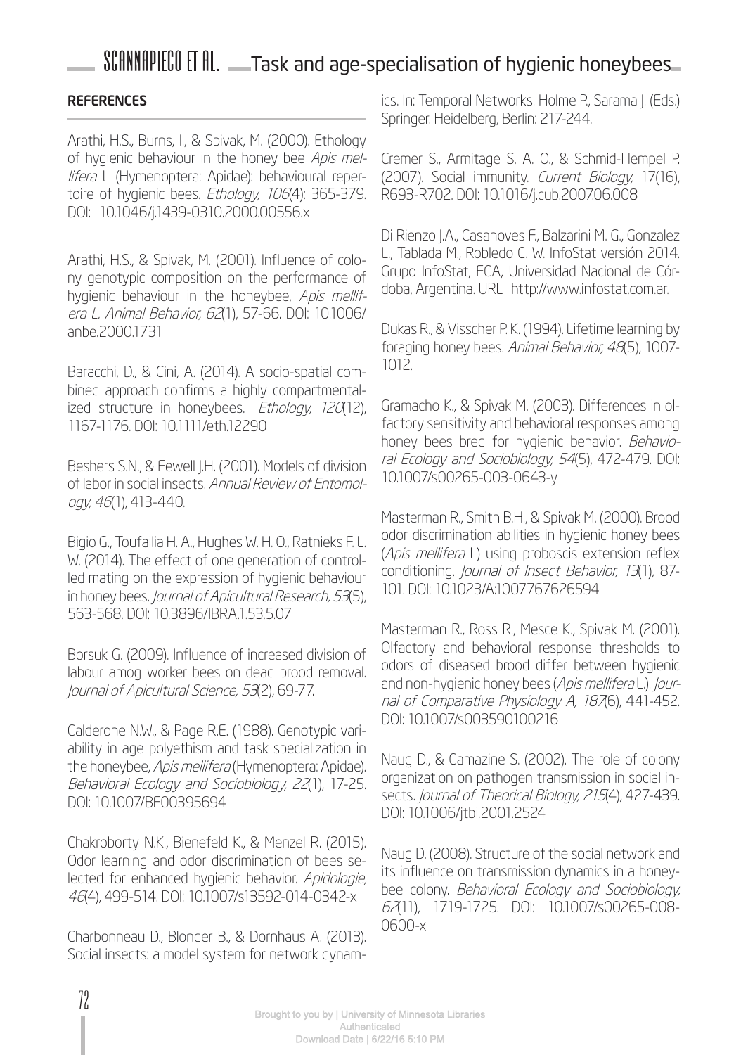## REFERENCES

Arathi, H.S., Burns, I., & Spivak, M. (2000). Ethology of hygienic behaviour in the honey bee *Apis mellifera* L (Hymenoptera: Apidae): behavioural repertoire of hygienic bees. *Ethology, 106*(4): 365-379. DOI: 10.1046/j.1439-0310.2000.00556.x

Arathi, H.S., & Spivak, M. (2001). Influence of colony genotypic composition on the performance of hygienic behaviour in the honeybee, *Apis mellifera L. Animal Behavior, 62*(1), 57-66. DOI: 10.1006/anbe.2000.1731

Baracchi, D., & Cini, A. (2014). A socio-spatial combined approach confirms a highly compartmentalized structure in honeybees. *Ethology, 120*(12), 1167-1176. DOI: 10.1111/eth.12290

Beshers S.N., & Fewell J.H. (2001). Models of division of labor in social insects. *Annual Review of Entomology, 46*(1), 413-440.

Bigio G., Toufailia H. A., Hughes W. H. O., Ratnieks F. L. W. (2014). The effect of one generation of controlled mating on the expression of hygienic behaviour in honey bees. *Journal of Apicultural Research, 53*(5), 563-568. DOI: 10.3896/IBRA.1.53.5.07

Borsuk G. (2009). Influence of increased division of labour amog worker bees on dead brood removal. *Journal of Apicultural Science, 53*(2), 69-77.

Calderone N.W., & Page R.E. (1988). Genotypic variability in age polyethism and task specialization in the honeybee, *Apis mellifera* (Hymenoptera: Apidae). *Behavioral Ecology and Sociobiology, 22*(1), 17-25. DOI: 10.1007/BF00395694

Chakroborty N.K., Bienefeld K., & Menzel R. (2015). Odor learning and odor discrimination of bees selected for enhanced hygienic behavior. *Apidologie, 46*(4), 499-514. DOI: 10.1007/s13592-014-0342-x

Charbonneau D., Blonder B., & Dornhaus A. (2013). Social insects: a model system for network dynamics. In: Temporal Networks. Holme P., Sarama J. (Eds.) Springer. Heidelberg, Berlin: 217-244.

Cremer S., Armitage S. A. O., & Schmid-Hempel P. (2007). Social immunity. *Current Biology,* 17(16), R693-R702. DOI: 10.1016/j.cub.2007.06.008

Di Rienzo J.A., Casanoves F., Balzarini M. G., Gonzalez L., Tablada M., Robledo C. W. InfoStat versión 2014. Grupo InfoStat, FCA, Universidad Nacional de Córdoba, Argentina. URL http://www.infostat.com.ar.

Dukas R., & Visscher P. K. (1994). Lifetime learning by foraging honey bees. *Animal Behavior, 48*(5), 1007-1012.

Gramacho K., & Spivak M. (2003). Differences in olfactory sensitivity and behavioral responses among honey bees bred for hygienic behavior. *Behavioral Ecology and Sociobiology, 54*(5), 472-479. DOI: 10.1007/s00265-003-0643-y

Masterman R., Smith B.H., & Spivak M. (2000). Brood odor discrimination abilities in hygienic honey bees (*Apis mellifera* L) using proboscis extension reflex conditioning. *Journal of Insect Behavior, 13*(1), 87-101. DOI: 10.1023/A:1007767626594

Masterman R., Ross R., Mesce K., Spivak M. (2001). Olfactory and behavioral response thresholds to odors of diseased brood differ between hygienic and non-hygienic honey bees (*Apis mellifera* L.). *Journal of Comparative Physiology A, 187*(6), 441-452. DOI: 10.1007/s003590100216

Naug D., & Camazine S. (2002). The role of colony organization on pathogen transmission in social insects. *Journal of Theorical Biology, 215*(4), 427-439. DOI: 10.1006/jtbi.2001.2524

Naug D. (2008). Structure of the social network and its influence on transmission dynamics in a honeybee colony. *Behavioral Ecology and Sociobiology, 62*(11), 1719-1725. DOI: 10.1007/s00265-008-0600-x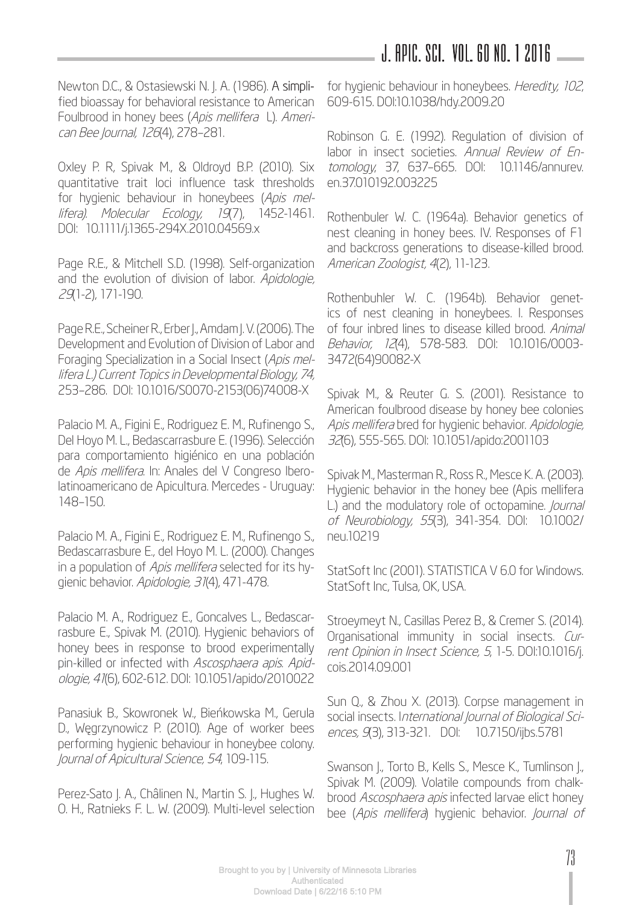Newton D.C., & Ostasiewski N. J. A. (1986). A simplified bioassay for behavioral resistance to American Foulbrood in honey bees (*Apis mellifera* L). *American Bee Journal, 126*(4), 278–281.

Oxley P. R, Spivak M., & Oldroyd B.P. (2010). Six quantitative trait loci influence task thresholds for hygienic behaviour in honeybees (*Apis mellifera*). *Molecular Ecology, 19*(7), 1452-1461. DOI: 10.1111/j.1365-294X.2010.04569.x

Page R.E., & Mitchell S.D. (1998). Self-organization and the evolution of division of labor. *Apidologie, 29*(1-2), 171-190.

Page R.E., Scheiner R., Erber J., Amdam J. V. (2006). The Development and Evolution of Division of Labor and Foraging Specialization in a Social Insect (*Apis mellifera L.) Current Topics in Developmental Biology, 74*, 253–286. DOI: 10.1016/S0070-2153(06)74008-X

Palacio M. A., Figini E., Rodriguez E. M., Rufinengo S., Del Hoyo M. L., Bedascarrasbure E. (1996). Selección para comportamiento higiénico en una población de *Apis mellifera*. In: Anales del V Congreso Iberolatinoamericano de Apicultura. Mercedes - Uruguay: 148–150.

Palacio M. A., Figini E., Rodriguez E. M., Rufinengo S., Bedascarrasbure E., del Hoyo M. L. (2000). Changes in a population of *Apis mellifera* selected for its hygienic behavior. *Apidologie, 31*(4), 471-478.

Palacio M. A., Rodriguez E., Goncalves L., Bedascarrasbure E., Spivak M. (2010). Hygienic behaviors of honey bees in response to brood experimentally pin-killed or infected with *Ascosphaera apis*. *Apidologie, 41*(6), 602-612. DOI: 10.1051/apido/2010022

Panasiuk B., Skowronek W., Bieńkowska M., Gerula D., Węgrzynowicz P. (2010). Age of worker bees performing hygienic behaviour in honeybee colony. *Journal of Apicultural Science, 54*, 109-115.

Perez-Sato J. A., Châlinen N., Martin S. J., Hughes W. O. H., Ratnieks F. L. W. (2009). Multi-level selection for hygienic behaviour in honeybees. *Heredity, 102*, 609-615. DOI:10.1038/hdy.2009.20

Robinson G. E. (1992). Regulation of division of labor in insect societies. *Annual Review of Entomology*, 37, 637–665. DOI: 10.1146/annurev.en.37.010192.003225

Rothenbuler W. C. (1964a). Behavior genetics of nest cleaning in honey bees. IV. Responses of F1 and backcross generations to disease-killed brood. *American Zoologist, 4*(2), 11-123.

Rothenbuhler W. C. (1964b). Behavior genetics of nest cleaning in honeybees. I. Responses of four inbred lines to disease killed brood. *Animal Behavior, 12*(4), 578-583. DOI: 10.1016/0003-3472(64)90082-X

Spivak M., & Reuter G. S. (2001). Resistance to American foulbrood disease by honey bee colonies *Apis mellifera* bred for hygienic behavior. *Apidologie, 32*(6), 555-565. DOI: 10.1051/apido:2001103

Spivak M., Masterman R., Ross R., Mesce K. A. (2003). Hygienic behavior in the honey bee (Apis mellifera L.) and the modulatory role of octopamine. *Journal of Neurobiology, 55*(3), 341-354. DOI: 10.1002/neu.10219

StatSoft Inc (2001). STATISTICA V 6.0 for Windows. StatSoft Inc, Tulsa, OK, USA.

Stroeymeyt N., Casillas Perez B., & Cremer S. (2014). Organisational immunity in social insects. *Current Opinion in Insect Science, 5*, 1-5. DOI:10.1016/j.cois.2014.09.001

Sun Q., & Zhou X. (2013). Corpse management in social insects. I*nternational Journal of Biological Sciences, 9*(3), 313-321. DOI: 10.7150/ijbs.5781

Swanson J., Torto B., Kells S., Mesce K., Tumlinson J., Spivak M. (2009). Volatile compounds from chalkbrood *Ascosphaera apis* infected larvae elict honey bee (*Apis mellifera*) hygienic behavior. *Journal of*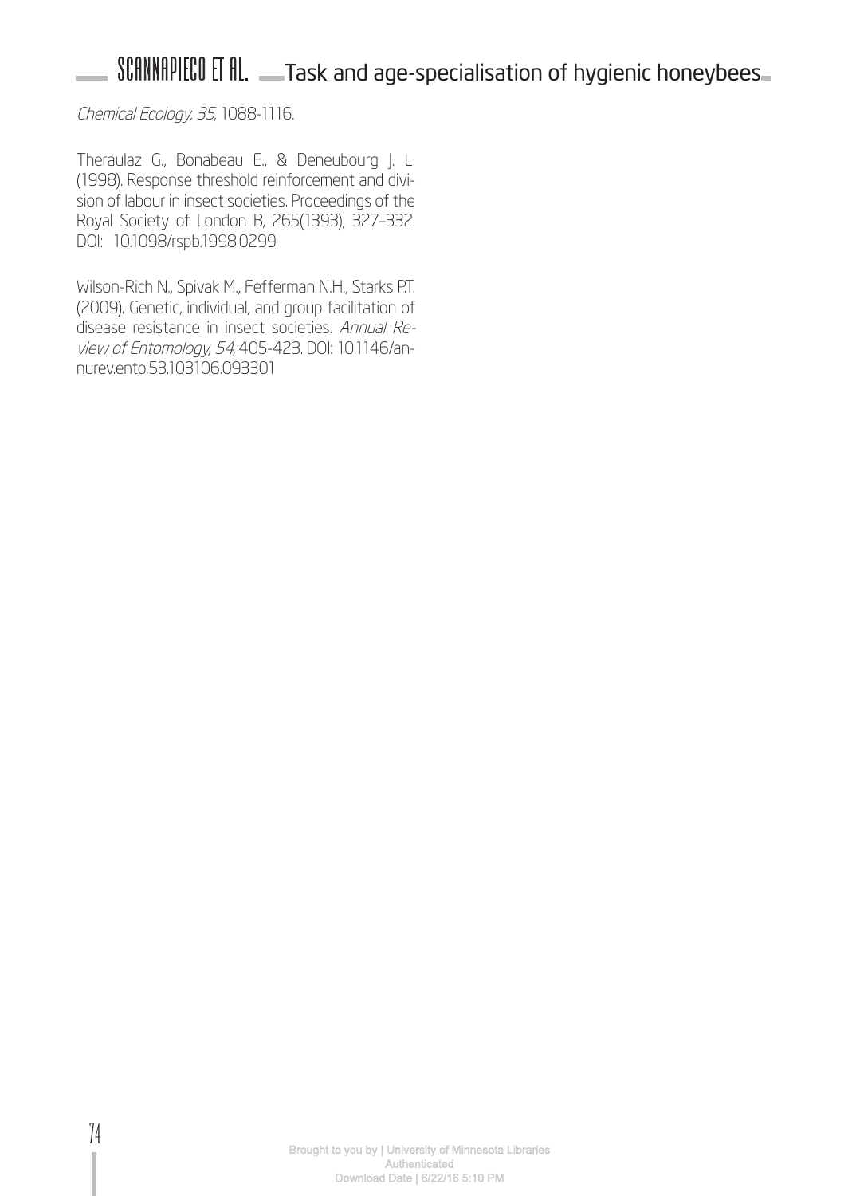*Chemical Ecology, 35*, 1088-1116.

Theraulaz G., Bonabeau E., & Deneubourg J. L. (1998). Response threshold reinforcement and division of labour in insect societies. Proceedings of the Royal Society of London B, 265(1393), 327–332. DOI: 10.1098/rspb.1998.0299

Wilson-Rich N., Spivak M., Fefferman N.H., Starks P.T. (2009). Genetic, individual, and group facilitation of disease resistance in insect societies. *Annual Review of Entomology, 54*, 405-423. DOI: 10.1146/annurev.ento.53.103106.093301